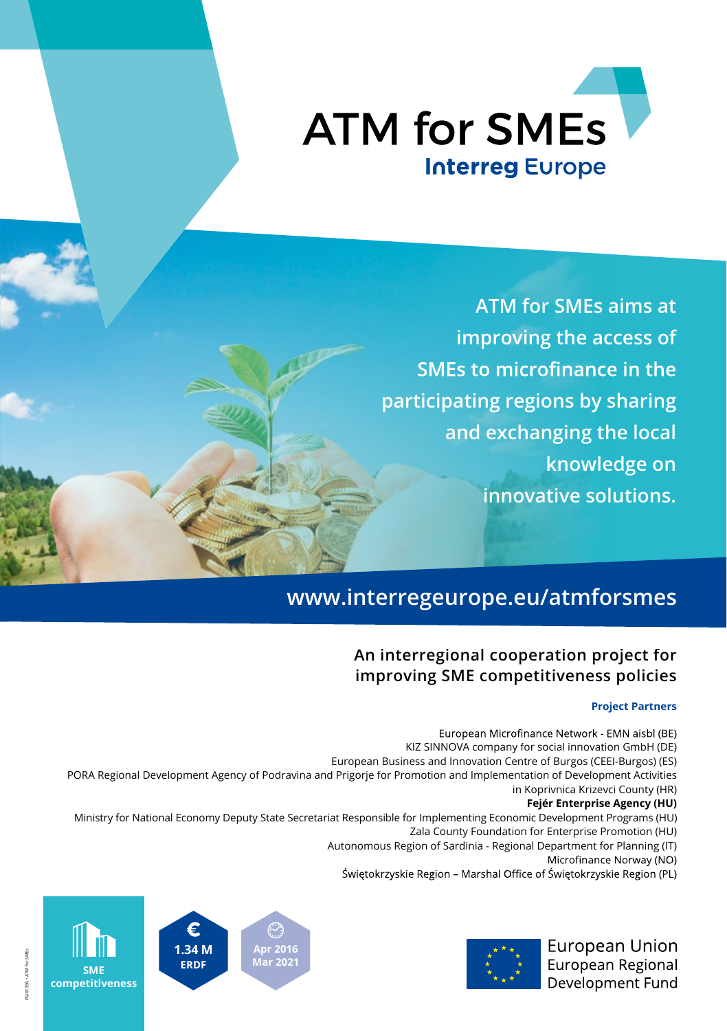# ATM for SMEs

**Interreg Europe**

ATM for SMEs aims at improving the access of SMEs to microfinance in the participating regions by sharing and exchanging the local knowledge on innovative solutions.

www.interregeurope.eu/atmforsmes

## An interregional cooperation project for improving SME competitiveness policies

**Project Partners**

European Microfinance Network - EMN aisbl (BE)
KIZ SINNOVA company for social innovation GmbH (DE)
European Business and Innovation Centre of Burgos (CEEI-Burgos) (ES)
PORA Regional Development Agency of Podravina and Prigorje for Promotion and Implementation of Development Activities in Koprivnica Krizevci County (HR)
**Fejér Enterprise Agency (HU)**
Ministry for National Economy Deputy State Secretariat Responsible for Implementing Economic Development Programs (HU)
Zala County Foundation for Enterprise Promotion (HU)
Autonomous Region of Sardinia - Regional Department for Planning (IT)
Microfinance Norway (NO)
Świętokrzyskie Region – Marshal Office of Świętokrzyskie Region (PL)

SME competitiveness

€ 1.34 M ERDF

Apr 2016 Mar 2021

European Union
European Regional Development Fund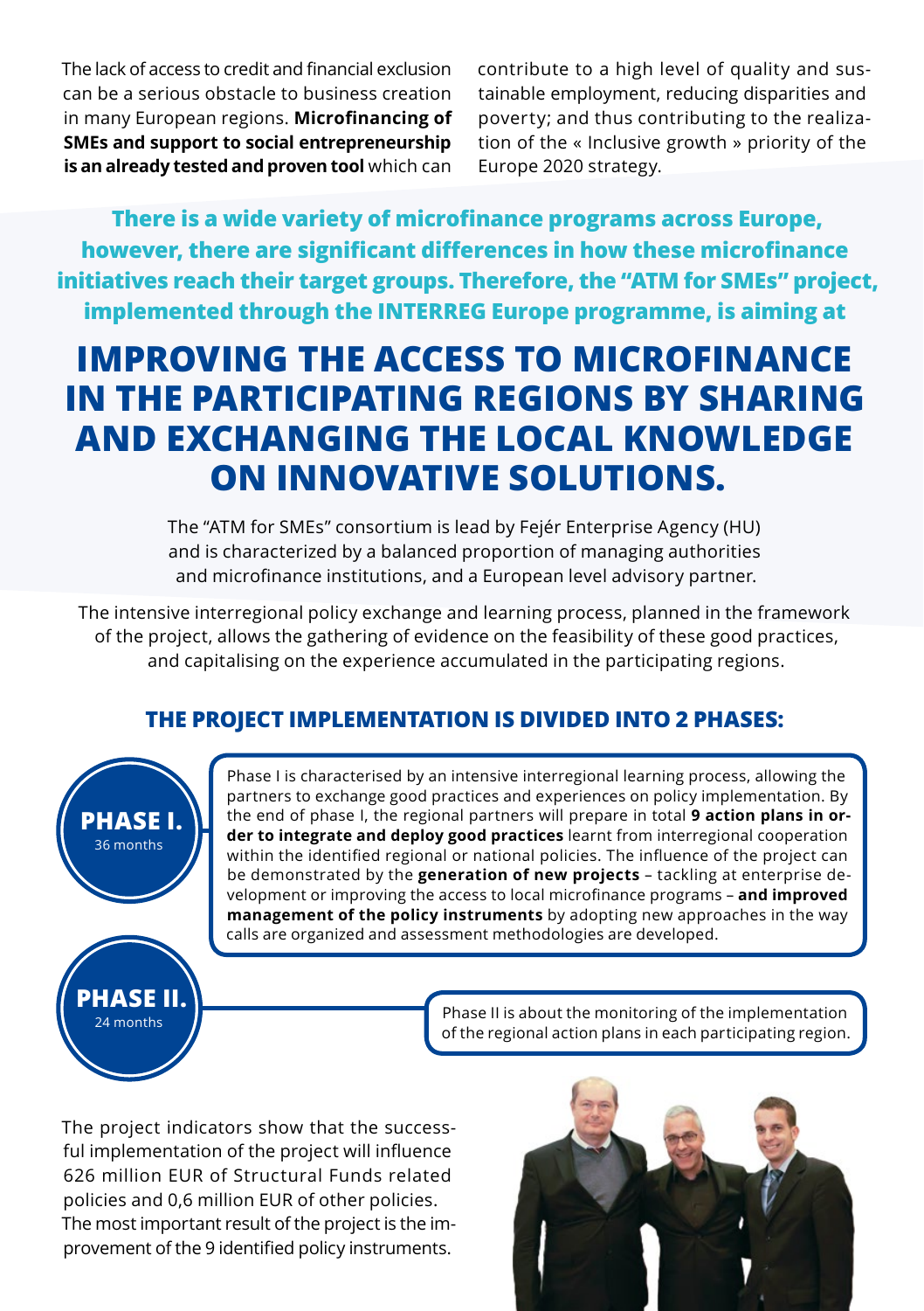The lack of access to credit and financial exclusion can be a serious obstacle to business creation in many European regions. **Microfinancing of SMEs and support to social entrepreneurship is an already tested and proven tool** which can contribute to a high level of quality and sustainable employment, reducing disparities and poverty; and thus contributing to the realization of the « Inclusive growth » priority of the Europe 2020 strategy.

**There is a wide variety of microfinance programs across Europe, however, there are significant differences in how these microfinance initiatives reach their target groups. Therefore, the "ATM for SMEs" project, implemented through the INTERREG Europe programme, is aiming at**

# IMPROVING THE ACCESS TO MICROFINANCE IN THE PARTICIPATING REGIONS BY SHARING AND EXCHANGING THE LOCAL KNOWLEDGE ON INNOVATIVE SOLUTIONS.

The "ATM for SMEs" consortium is lead by Fejér Enterprise Agency (HU) and is characterized by a balanced proportion of managing authorities and microfinance institutions, and a European level advisory partner.

The intensive interregional policy exchange and learning process, planned in the framework of the project, allows the gathering of evidence on the feasibility of these good practices, and capitalising on the experience accumulated in the participating regions.

## THE PROJECT IMPLEMENTATION IS DIVIDED INTO 2 PHASES:

**PHASE I.**
36 months

Phase I is characterised by an intensive interregional learning process, allowing the partners to exchange good practices and experiences on policy implementation. By the end of phase I, the regional partners will prepare in total **9 action plans in order to integrate and deploy good practices** learnt from interregional cooperation within the identified regional or national policies. The influence of the project can be demonstrated by the **generation of new projects** – tackling at enterprise development or improving the access to local microfinance programs – **and improved management of the policy instruments** by adopting new approaches in the way calls are organized and assessment methodologies are developed.

**PHASE II.**
24 months

Phase II is about the monitoring of the implementation of the regional action plans in each participating region.

The project indicators show that the successful implementation of the project will influence 626 million EUR of Structural Funds related policies and 0,6 million EUR of other policies. The most important result of the project is the improvement of the 9 identified policy instruments.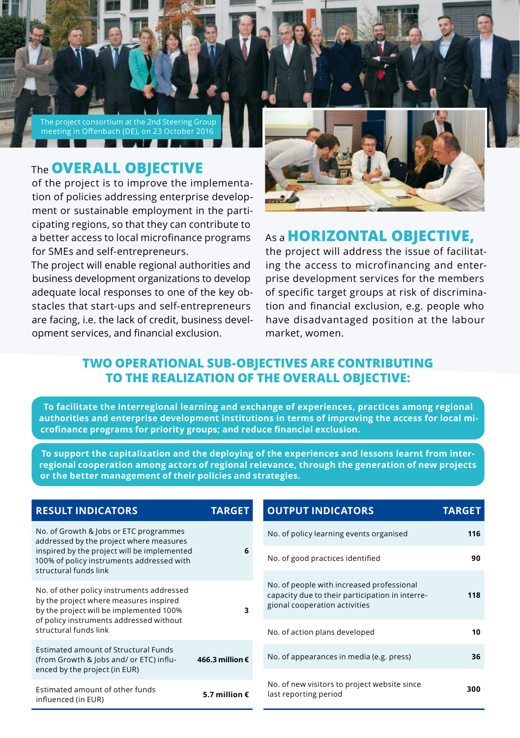The project consortium at the 2nd Steering Group meeting in Offenbach (DE), on 23 October 2016

## The OVERALL OBJECTIVE

of the project is to improve the implementation of policies addressing enterprise development or sustainable employment in the participating regions, so that they can contribute to a better access to local microfinance programs for SMEs and self-entrepreneurs.

The project will enable regional authorities and business development organizations to develop adequate local responses to one of the key obstacles that start-ups and self-entrepreneurs are facing, i.e. the lack of credit, business development services, and financial exclusion.

## As a HORIZONTAL OBJECTIVE,

the project will address the issue of facilitating the access to microfinancing and enterprise development services for the members of specific target groups at risk of discrimination and financial exclusion, e.g. people who have disadvantaged position at the labour market, women.

## TWO OPERATIONAL SUB-OBJECTIVES ARE CONTRIBUTING TO THE REALIZATION OF THE OVERALL OBJECTIVE:

**To facilitate the interregional learning and exchange of experiences, practices among regional authorities and enterprise development institutions in terms of improving the access for local microfinance programs for priority groups; and reduce financial exclusion.**

**To support the capitalization and the deploying of the experiences and lessons learnt from interregional cooperation among actors of regional relevance, through the generation of new projects or the better management of their policies and strategies.**

| RESULT INDICATORS | TARGET |
|---|---|
| No. of Growth & Jobs or ETC programmes addressed by the project where measures inspired by the project will be implemented 100% of policy instruments addressed with structural funds link | 6 |
| No. of other policy instruments addressed by the project where measures inspired by the project will be implemented 100% of policy instruments addressed without structural funds link | 3 |
| Estimated amount of Structural Funds (from Growth & Jobs and/ or ETC) influenced by the project (in EUR) | 466.3 million € |
| Estimated amount of other funds influenced (in EUR) | 5.7 million € |

| OUTPUT INDICATORS | TARGET |
|---|---|
| No. of policy learning events organised | 116 |
| No. of good practices identified | 90 |
| No. of people with increased professional capacity due to their participation in interregional cooperation activities | 118 |
| No. of action plans developed | 10 |
| No. of appearances in media (e.g. press) | 36 |
| No. of new visitors to project website since last reporting period | 300 |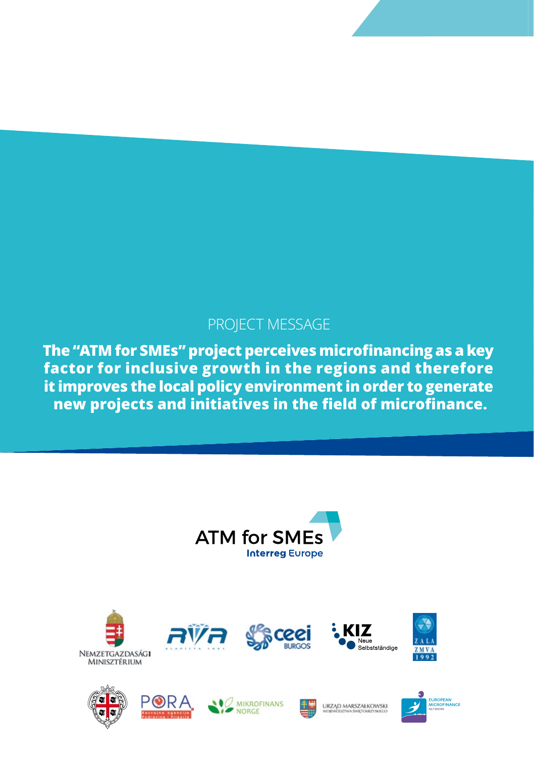PROJECT MESSAGE

**The "ATM for SMEs" project perceives microfinancing as a key factor for inclusive growth in the regions and therefore it improves the local policy environment in order to generate new projects and initiatives in the field of microfinance.**

ATM for SMEs
Interreg Europe

NEMZETGAZDASÁGI MINISZTÉRIUM

RVA ALAPÍTVA 1991

ceei BURGOS

KIZ Neue Selbstständige

ZALA ZMVA 1992

PORA Razvojna agencija Podravine i Prigorja

MIKROFINANS NORGE

URZĄD MARSZAŁKOWSKI WOJEWÓDZTWA ŚWIĘTOKRZYSKIEGO

EUROPEAN MICROFINANCE NETWORK